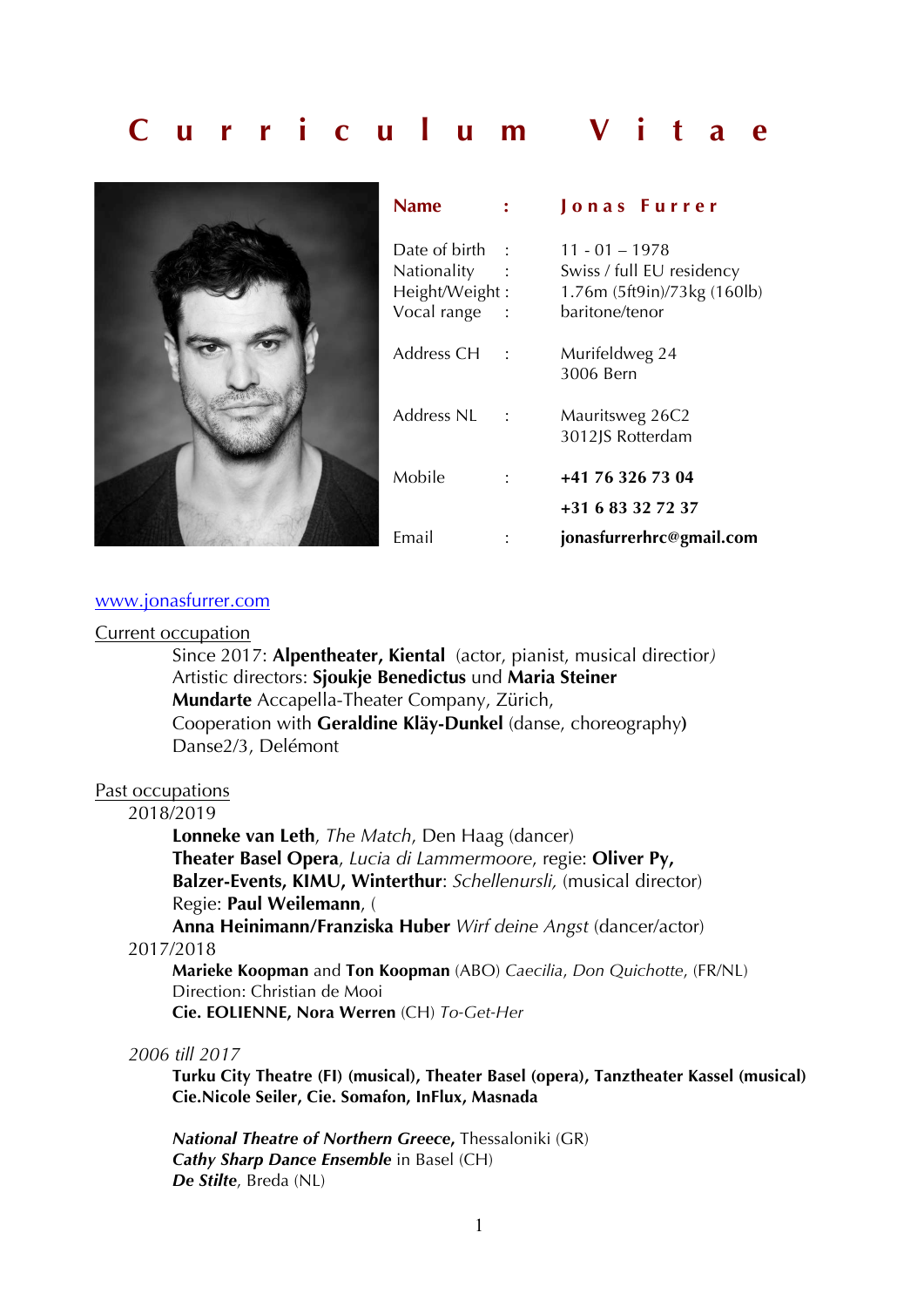# Curriculum Vitae

| | | |
|---|---|---|
| **Name** | **:** | **Jonas Furrer** |
| Date of birth | : | 11 - 01 – 1978 |
| Nationality | : | Swiss / full EU residency |
| Height/Weight | : | 1.76m (5ft9in)/73kg (160lb) |
| Vocal range | : | baritone/tenor |
| Address CH | : | Murifeldweg 24<br>3006 Bern |
| Address NL | : | Mauritsweg 26C2<br>3012JS Rotterdam |
| Mobile | : | **+41 76 326 73 04**<br>**+31 6 83 32 72 37** |
| Email | : | **jonasfurrerhrc@gmail.com** |

[www.jonasfurrer.com](http://www.jonasfurrer.com)

Current occupation

Since 2017: **Alpentheater, Kiental** (actor, pianist, musical director*)*
Artistic directors: **Sjoukje Benedictus** und **Maria Steiner**
**Mundarte** Accapella-Theater Company, Zürich,
Cooperation with **Geraldine Kläy-Dunkel** (danse, choreography**)**
Danse2/3, Delémont

Past occupations

2018/2019

**Lonneke van Leth**, *The Match*, Den Haag (dancer)
**Theater Basel Opera**, *Lucia di Lammermoore*, regie: **Oliver Py,**
**Balzer-Events, KIMU, Winterthur**: *Schellenursli,* (musical director)
Regie: **Paul Weilemann**, (
**Anna Heinimann/Franziska Huber** *Wirf deine Angst* (dancer/actor)

2017/2018

**Marieke Koopman** and **Ton Koopman** (ABO) *Caecilia*, *Don Quichotte*, (FR/NL)
Direction: Christian de Mooi
**Cie. EOLIENNE, Nora Werren** (CH) *To-Get-Her*

*2006 till 2017*

**Turku City Theatre (FI) (musical), Theater Basel (opera), Tanztheater Kassel (musical)**
**Cie.Nicole Seiler, Cie. Somafon, InFlux, Masnada**

***National Theatre of Northern Greece,*** Thessaloniki (GR)
***Cathy Sharp Dance Ensemble*** in Basel (CH)
***De Stilte***, Breda (NL)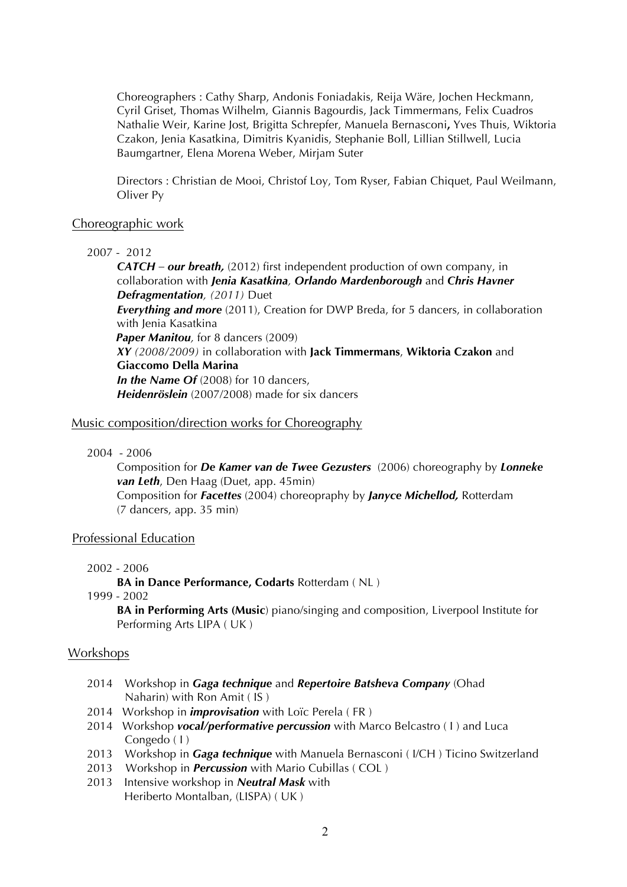Choreographers : Cathy Sharp, Andonis Foniadakis, Reija Wäre, Jochen Heckmann, Cyril Griset, Thomas Wilhelm, Giannis Bagourdis, Jack Timmermans, Felix Cuadros Nathalie Weir, Karine Jost, Brigitta Schrepfer, Manuela Bernasconi**,** Yves Thuis, Wiktoria Czakon, Jenia Kasatkina, Dimitris Kyanidis, Stephanie Boll, Lillian Stillwell, Lucia Baumgartner, Elena Morena Weber, Mirjam Suter

Directors : Christian de Mooi, Christof Loy, Tom Ryser, Fabian Chiquet, Paul Weilmann, Oliver Py

## Choreographic work

2007 - 2012

***CATCH – our breath,*** (2012) first independent production of own company, in collaboration with ***Jenia Kasatkina**, **Orlando Mardenborough*** and ***Chris Havner***
***Defragmentation**, (2011)* Duet
***Everything and more*** (2011), Creation for DWP Breda, for 5 dancers, in collaboration with Jenia Kasatkina
***Paper Manitou**,* for 8 dancers (2009)
***XY** (2008/2009)* in collaboration with **Jack Timmermans**, **Wiktoria Czakon** and **Giaccomo Della Marina**
***In the Name Of*** (2008) for 10 dancers,
***Heidenröslein*** (2007/2008) made for six dancers

## Music composition/direction works for Choreography

2004 - 2006

Composition for ***De Kamer van de Twee Gezusters*** (2006) choreography by ***Lonneke van Leth***, Den Haag (Duet, app. 45min)
Composition for ***Facettes*** (2004) choreopraphy by ***Janyce Michellod,*** Rotterdam (7 dancers, app. 35 min)

## Professional Education

2002 - 2006
**BA in Dance Performance, Codarts** Rotterdam ( NL )

1999 - 2002
**BA in Performing Arts (Music**) piano/singing and composition, Liverpool Institute for Performing Arts LIPA ( UK )

## Workshops

- 2014 Workshop in ***Gaga technique*** and ***Repertoire Batsheva Company*** (Ohad Naharin) with Ron Amit ( IS )
- 2014 Workshop in ***improvisation*** with Loïc Perela ( FR )
- 2014 Workshop ***vocal/performative percussion*** with Marco Belcastro ( I ) and Luca Congedo ( I )
- 2013 Workshop in ***Gaga technique*** with Manuela Bernasconi ( I/CH ) Ticino Switzerland
- 2013 Workshop in ***Percussion*** with Mario Cubillas ( COL )
- 2013 Intensive workshop in ***Neutral Mask*** with Heriberto Montalban, (LISPA) ( UK )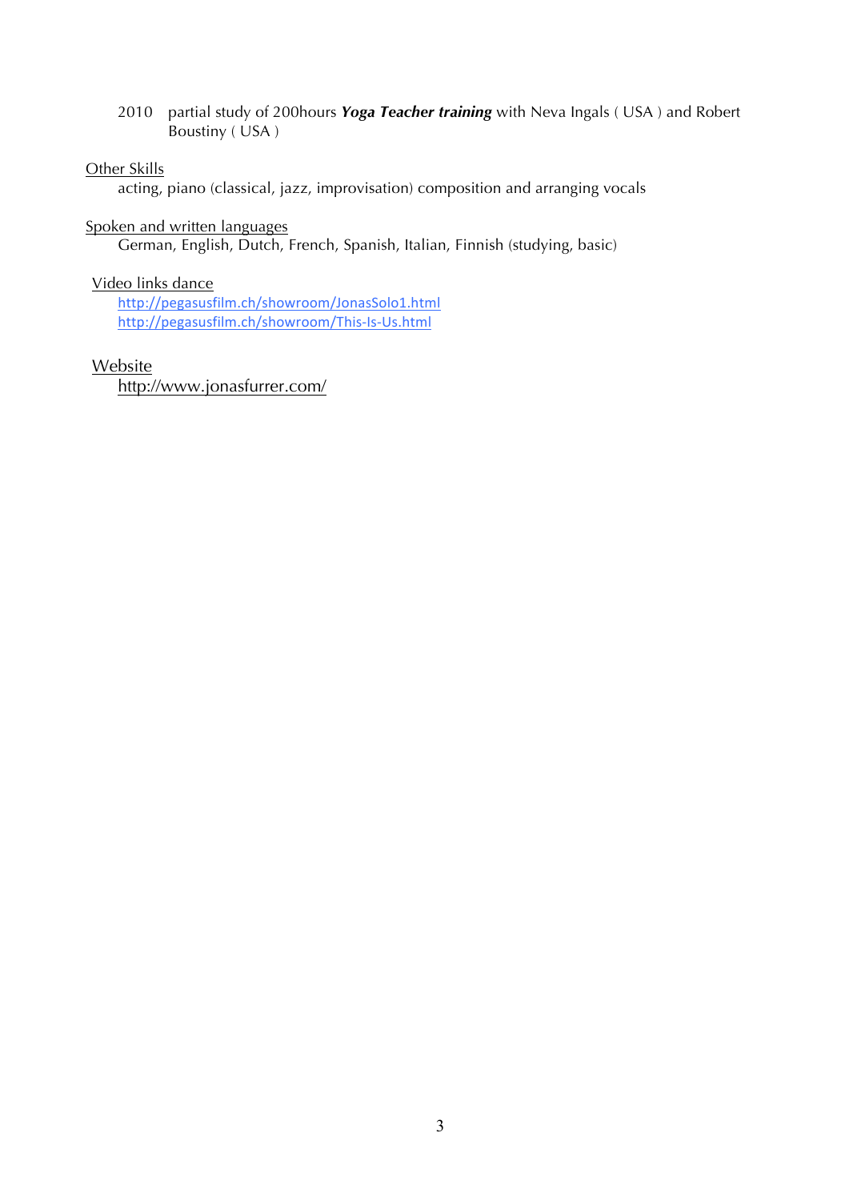2010 partial study of 200hours ***Yoga Teacher training*** with Neva Ingals ( USA ) and Robert Boustiny ( USA )

Other Skills

acting, piano (classical, jazz, improvisation) composition and arranging vocals

Spoken and written languages

German, English, Dutch, French, Spanish, Italian, Finnish (studying, basic)

Video links dance

http://pegasusfilm.ch/showroom/JonasSolo1.html
http://pegasusfilm.ch/showroom/This-Is-Us.html

Website

http://www.jonasfurrer.com/